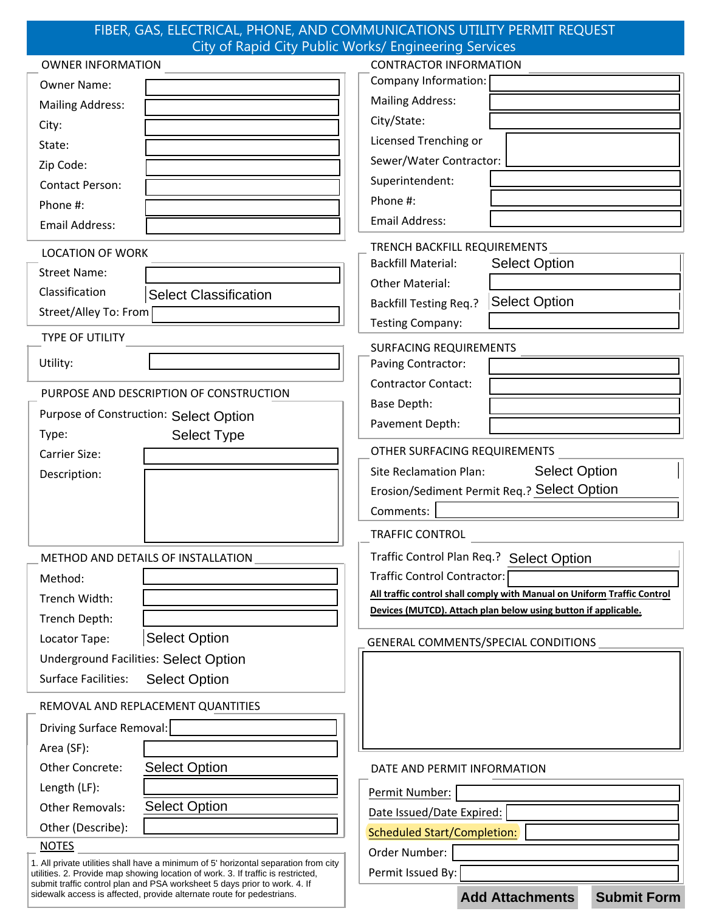# FIBER, GAS, ELECTRICAL, PHONE, AND COMMUNICATIONS UTILITY PERMIT REQUEST
## City of Rapid City Public Works/ Engineering Services

### OWNER INFORMATION

Owner Name:

Mailing Address:

City:

State:

Zip Code:

Contact Person:

Phone #:

Email Address:

### LOCATION OF WORK

Street Name:

Classification: Select Classification

Street/Alley To: From

### TYPE OF UTILITY

Utility:

### PURPOSE AND DESCRIPTION OF CONSTRUCTION

Purpose of Construction: Select Option

Type: Select Type

Carrier Size:

Description:

### METHOD AND DETAILS OF INSTALLATION

Method:

Trench Width:

Trench Depth:

Locator Tape: Select Option

Underground Facilities: Select Option

Surface Facilities: Select Option

### REMOVAL AND REPLACEMENT QUANTITIES

Driving Surface Removal:

Area (SF):

Other Concrete: Select Option

Length (LF):

Other Removals: Select Option

Other (Describe):

### NOTES

1. All private utilities shall have a minimum of 5' horizontal separation from city utilities. 2. Provide map showing location of work. 3. If traffic is restricted, submit traffic control plan and PSA worksheet 5 days prior to work. 4. If sidewalk access is affected, provide alternate route for pedestrians.

### CONTRACTOR INFORMATION

Company Information:

Mailing Address:

City/State:

Licensed Trenching or Sewer/Water Contractor:

Superintendent:

Phone #:

Email Address:

### TRENCH BACKFILL REQUIREMENTS

Backfill Material: Select Option

Other Material:

Backfill Testing Req.? Select Option

Testing Company:

### SURFACING REQUIREMENTS

Paving Contractor:

Contractor Contact:

Base Depth:

Pavement Depth:

### OTHER SURFACING REQUIREMENTS

Site Reclamation Plan: Select Option

Erosion/Sediment Permit Req.? Select Option

Comments:

### TRAFFIC CONTROL

Traffic Control Plan Req.? Select Option

Traffic Control Contractor:

**All traffic control shall comply with Manual on Uniform Traffic Control Devices (MUTCD). Attach plan below using button if applicable.**

### GENERAL COMMENTS/SPECIAL CONDITIONS

### DATE AND PERMIT INFORMATION

Permit Number:

Date Issued/Date Expired:

Scheduled Start/Completion:

Order Number:

Permit Issued By:

Add Attachments | Submit Form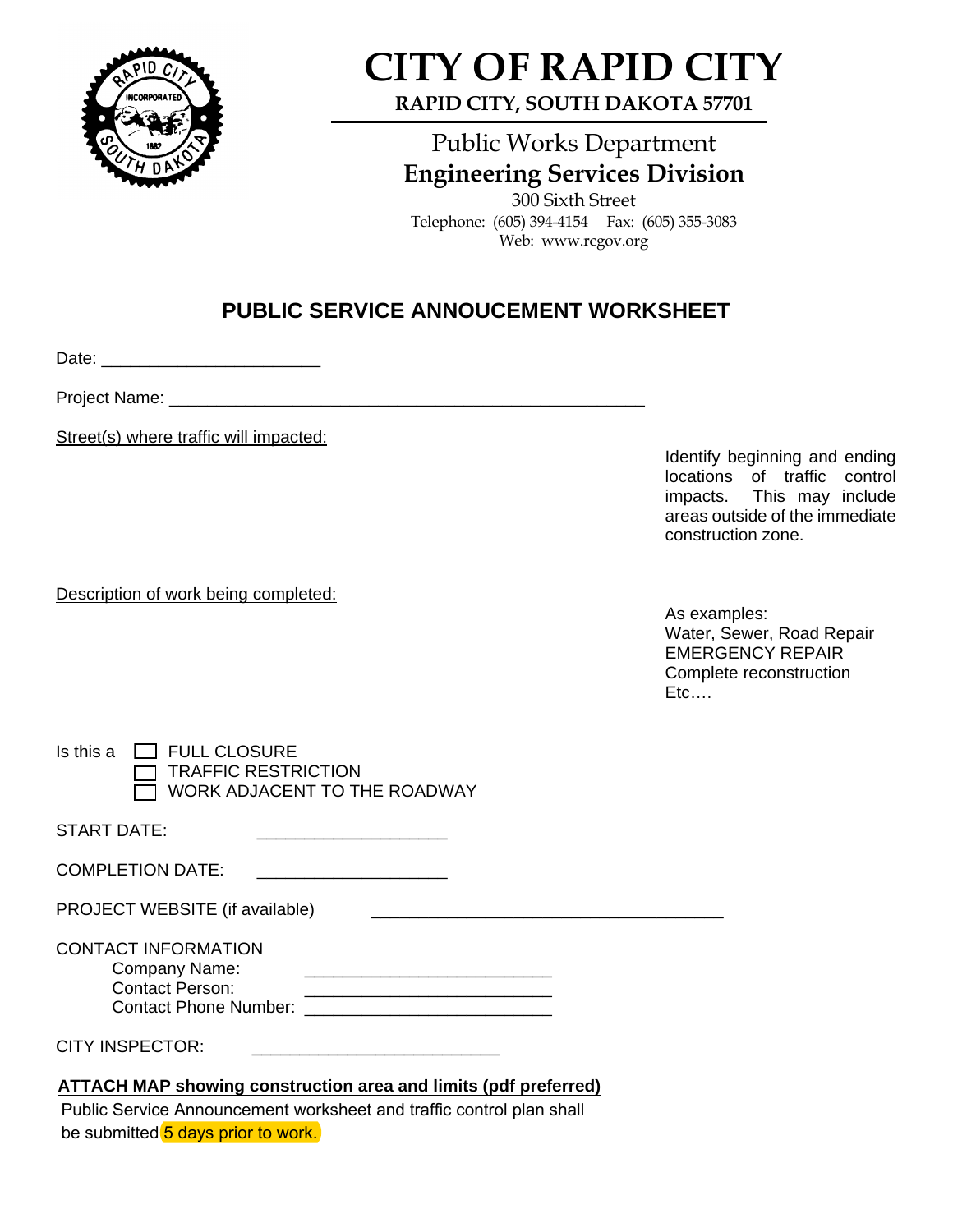# CITY OF RAPID CITY

**RAPID CITY, SOUTH DAKOTA 57701**

Public Works Department

**Engineering Services Division**

300 Sixth Street

Telephone: (605) 394-4154 Fax: (605) 355-3083

Web: www.rcgov.org

## PUBLIC SERVICE ANNOUCEMENT WORKSHEET

Date: ______________________

Project Name: ________________________________________________

Street(s) where traffic will impacted:

Identify beginning and ending locations of traffic control impacts. This may include areas outside of the immediate construction zone.

Description of work being completed:

As examples:
Water, Sewer, Road Repair
EMERGENCY REPAIR
Complete reconstruction
Etc….

Is this a
- ☐ FULL CLOSURE
- ☐ TRAFFIC RESTRICTION
- ☐ WORK ADJACENT TO THE ROADWAY

START DATE: ___________________

COMPLETION DATE: ___________________

PROJECT WEBSITE (if available) ___________________________________

CONTACT INFORMATION
- Company Name: ________________________
- Contact Person: ________________________
- Contact Phone Number: ________________________

CITY INSPECTOR: ________________________

**ATTACH MAP showing construction area and limits (pdf preferred)**

Public Service Announcement worksheet and traffic control plan shall be submitted 5 days prior to work.